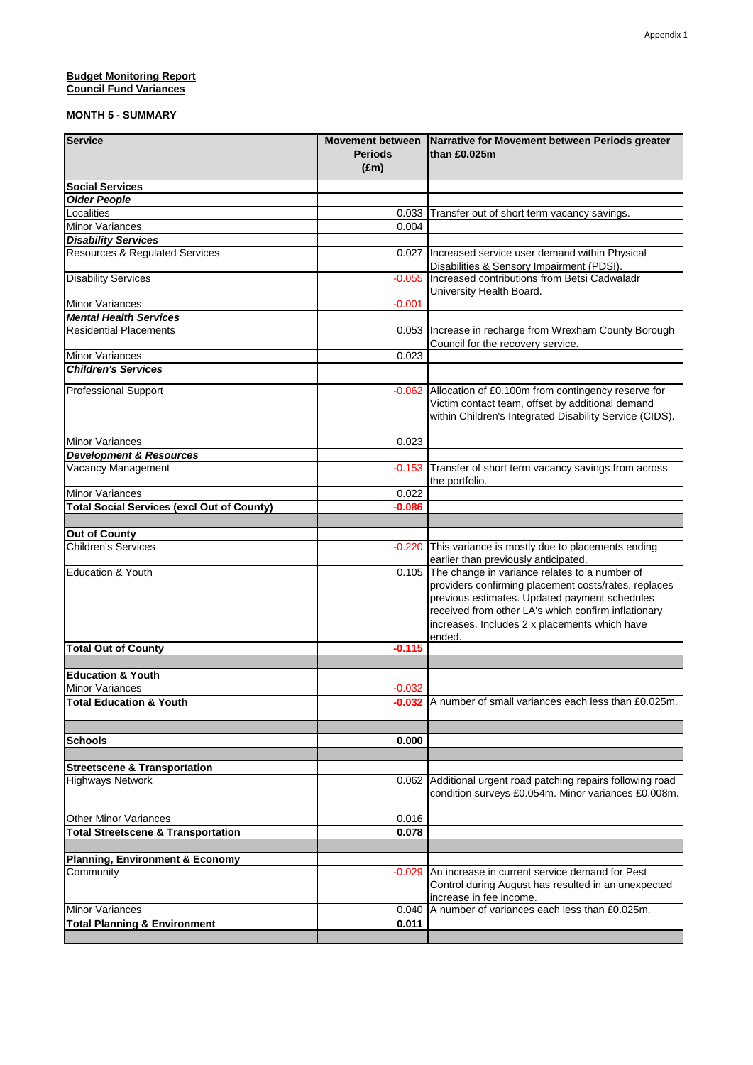Appendix 1

**Budget Monitoring Report**
**Council Fund Variances**

**MONTH 5 - SUMMARY**

| Service | Movement between Periods (£m) | Narrative for Movement between Periods greater than £0.025m |
|---|---|---|
| **Social Services** | | |
| ***Older People*** | | |
| Localities | 0.033 | Transfer out of short term vacancy savings. |
| Minor Variances | 0.004 | |
| ***Disability Services*** | | |
| Resources & Regulated Services | 0.027 | Increased service user demand within Physical Disabilities & Sensory Impairment (PDSI). |
| Disability Services | -0.055 | Increased contributions from Betsi Cadwaladr University Health Board. |
| Minor Variances | -0.001 | |
| ***Mental Health Services*** | | |
| Residential Placements | 0.053 | Increase in recharge from Wrexham County Borough Council for the recovery service. |
| Minor Variances | 0.023 | |
| ***Children's Services*** | | |
| Professional Support | -0.062 | Allocation of £0.100m from contingency reserve for Victim contact team, offset by additional demand within Children's Integrated Disability Service (CIDS). |
| Minor Variances | 0.023 | |
| ***Development & Resources*** | | |
| Vacancy Management | -0.153 | Transfer of short term vacancy savings from across the portfolio. |
| Minor Variances | 0.022 | |
| **Total Social Services (excl Out of County)** | **-0.086** | |
| | | |
| **Out of County** | | |
| Children's Services | -0.220 | This variance is mostly due to placements ending earlier than previously anticipated. |
| Education & Youth | 0.105 | The change in variance relates to a number of providers confirming placement costs/rates, replaces previous estimates. Updated payment schedules received from other LA's which confirm inflationary increases. Includes 2 x placements which have ended. |
| **Total Out of County** | **-0.115** | |
| | | |
| **Education & Youth** | | |
| Minor Variances | -0.032 | |
| **Total Education & Youth** | **-0.032** | A number of small variances each less than £0.025m. |
| | | |
| **Schools** | **0.000** | |
| | | |
| **Streetscene & Transportation** | | |
| Highways Network | 0.062 | Additional urgent road patching repairs following road condition surveys £0.054m. Minor variances £0.008m. |
| Other Minor Variances | 0.016 | |
| **Total Streetscene & Transportation** | **0.078** | |
| | | |
| **Planning, Environment & Economy** | | |
| Community | -0.029 | An increase in current service demand for Pest Control during August has resulted in an unexpected increase in fee income. |
| Minor Variances | 0.040 | A number of variances each less than £0.025m. |
| **Total Planning & Environment** | **0.011** | |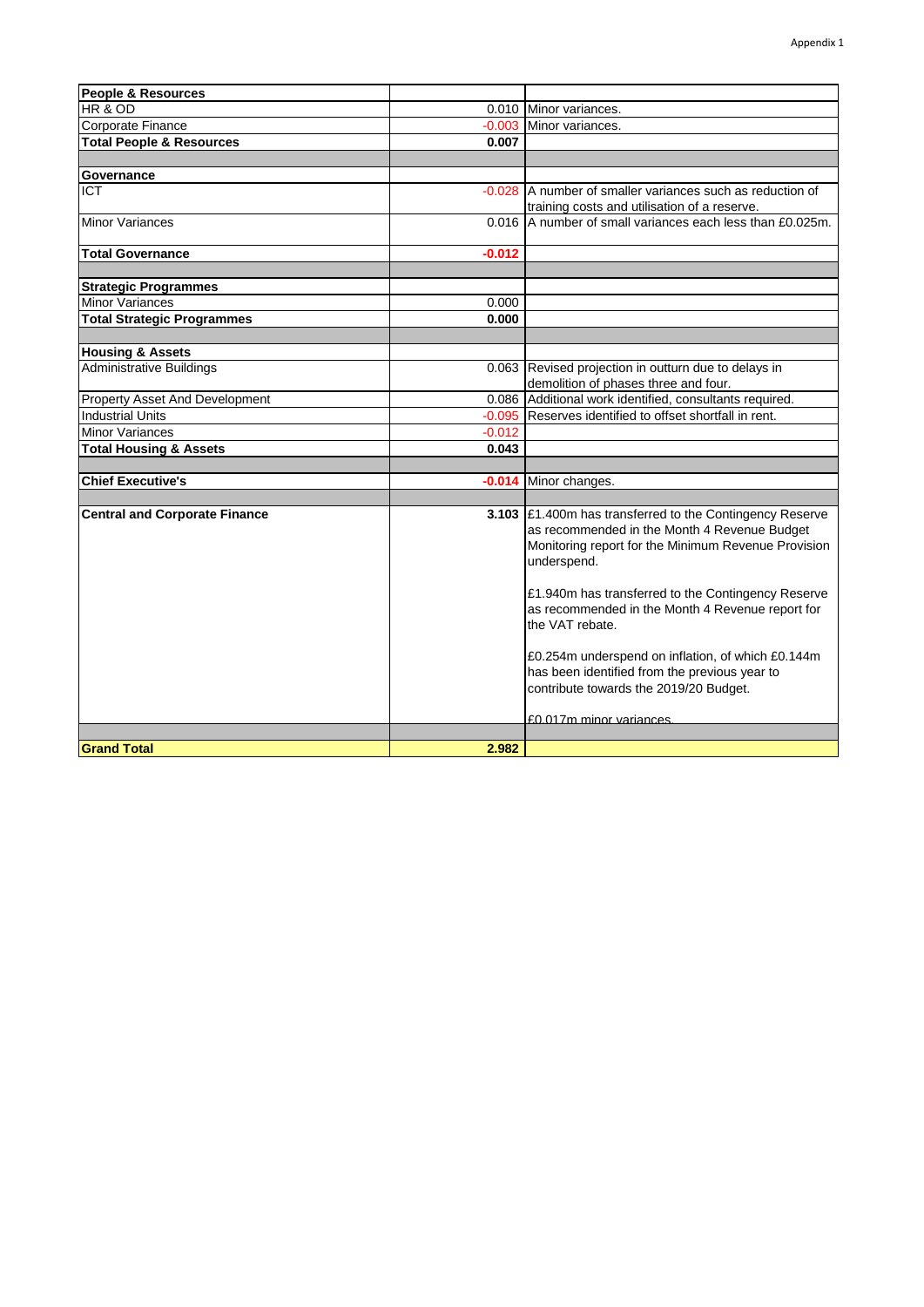Appendix 1

| People & Resources | | |
|---|---|---|
| HR & OD | 0.010 | Minor variances. |
| Corporate Finance | -0.003 | Minor variances. |
| **Total People & Resources** | **0.007** | |
| | | |
| **Governance** | | |
| ICT | -0.028 | A number of smaller variances such as reduction of training costs and utilisation of a reserve. |
| Minor Variances | 0.016 | A number of small variances each less than £0.025m. |
| **Total Governance** | **-0.012** | |
| | | |
| **Strategic Programmes** | | |
| Minor Variances | 0.000 | |
| **Total Strategic Programmes** | **0.000** | |
| | | |
| **Housing & Assets** | | |
| Administrative Buildings | 0.063 | Revised projection in outturn due to delays in demolition of phases three and four. |
| Property Asset And Development | 0.086 | Additional work identified, consultants required. |
| Industrial Units | -0.095 | Reserves identified to offset shortfall in rent. |
| Minor Variances | -0.012 | |
| **Total Housing & Assets** | **0.043** | |
| | | |
| **Chief Executive's** | **-0.014** | Minor changes. |
| | | |
| **Central and Corporate Finance** | **3.103** | £1.400m has transferred to the Contingency Reserve as recommended in the Month 4 Revenue Budget Monitoring report for the Minimum Revenue Provision underspend.<br><br>£1.940m has transferred to the Contingency Reserve as recommended in the Month 4 Revenue report for the VAT rebate.<br><br>£0.254m underspend on inflation, of which £0.144m has been identified from the previous year to contribute towards the 2019/20 Budget.<br><br>£0.017m minor variances. |
| | | |
| **Grand Total** | **2.982** | |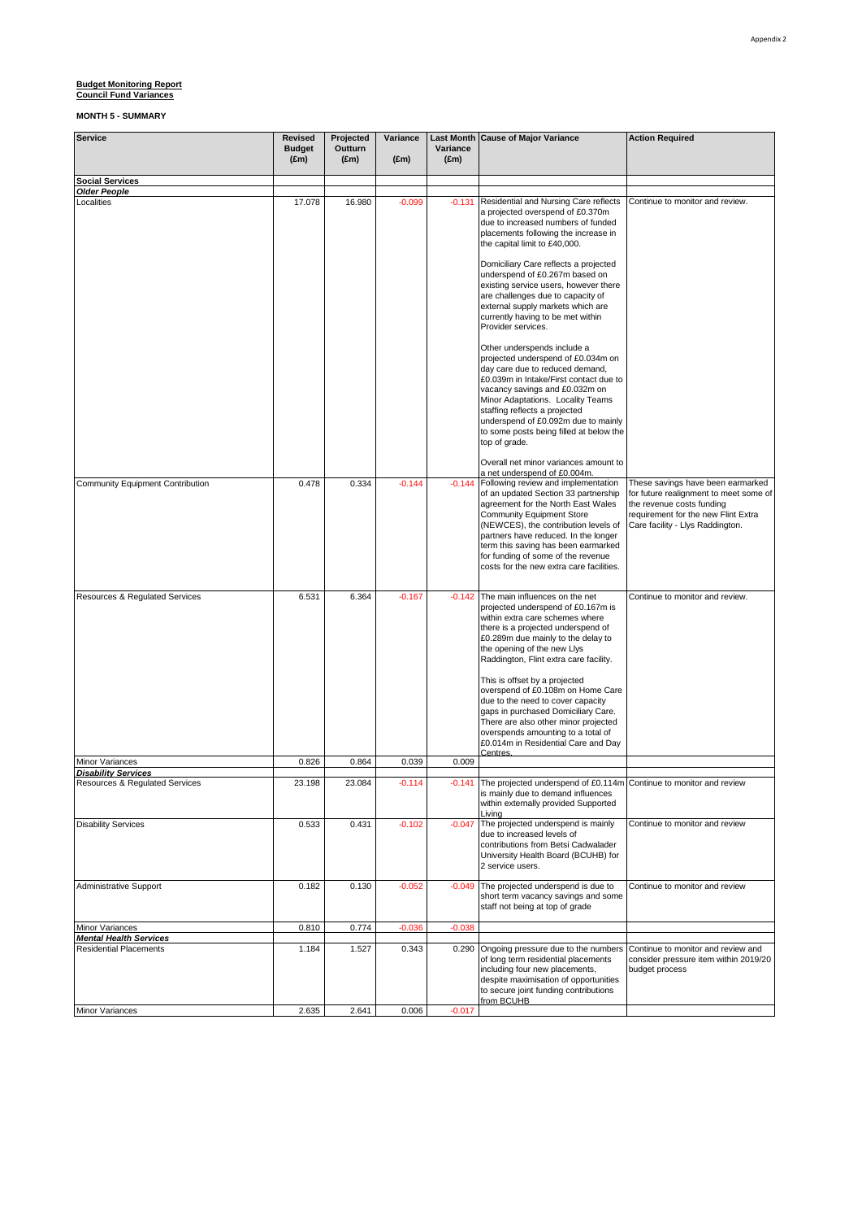**Budget Monitoring Report**
**Council Fund Variances**

**MONTH 5 - SUMMARY**

| Service | Revised Budget (£m) | Projected Outturn (£m) | Variance (£m) | Last Month Variance (£m) | Cause of Major Variance | Action Required |
|---|---|---|---|---|---|---|
| **Social Services** | | | | | | |
| ***Older People*** | | | | | | |
| Localities | 17.078 | 16.980 | -0.099 | -0.131 | Residential and Nursing Care reflects a projected overspend of £0.370m due to increased numbers of funded placements following the increase in the capital limit to £40,000. Domiciliary Care reflects a projected underspend of £0.267m based on existing service users, however there are challenges due to capacity of external supply markets which are currently having to be met within Provider services. Other underspends include a projected underspend of £0.034m on day care due to reduced demand, £0.039m in Intake/First contact due to vacancy savings and £0.032m on Minor Adaptations. Locality Teams staffing reflects a projected underspend of £0.092m due to mainly to some posts being filled at below the top of grade. Overall net minor variances amount to a net underspend of £0.004m. | Continue to monitor and review. |
| Community Equipment Contribution | 0.478 | 0.334 | -0.144 | -0.144 | Following review and implementation of an updated Section 33 partnership agreement for the North East Wales Community Equipment Store (NEWCES), the contribution levels of partners have reduced. In the longer term this saving has been earmarked for funding of some of the revenue costs for the new extra care facilities. | These savings have been earmarked for future realignment to meet some of the revenue costs funding requirement for the new Flint Extra Care facility - Llys Raddington. |
| Resources & Regulated Services | 6.531 | 6.364 | -0.167 | -0.142 | The main influences on the net projected underspend of £0.167m is within extra care schemes where there is a projected underspend of £0.289m due mainly to the delay to the opening of the new Llys Raddington, Flint extra care facility. This is offset by a projected overspend of £0.108m on Home Care due to the need to cover capacity gaps in purchased Domiciliary Care. There are also other minor projected overspends amounting to a total of £0.014m in Residential Care and Day Centres. | Continue to monitor and review. |
| Minor Variances | 0.826 | 0.864 | 0.039 | 0.009 | | |
| ***Disability Services*** | | | | | | |
| Resources & Regulated Services | 23.198 | 23.084 | -0.114 | -0.141 | The projected underspend of £0.114m is mainly due to demand influences within externally provided Supported Living | Continue to monitor and review |
| Disability Services | 0.533 | 0.431 | -0.102 | -0.047 | The projected underspend is mainly due to increased levels of contributions from Betsi Cadwalader University Health Board (BCUHB) for 2 service users. | Continue to monitor and review |
| Administrative Support | 0.182 | 0.130 | -0.052 | -0.049 | The projected underspend is due to short term vacancy savings and some staff not being at top of grade | Continue to monitor and review |
| Minor Variances | 0.810 | 0.774 | -0.036 | -0.038 | | |
| ***Mental Health Services*** | | | | | | |
| Residential Placements | 1.184 | 1.527 | 0.343 | 0.290 | Ongoing pressure due to the numbers of long term residential placements including four new placements, despite maximisation of opportunities to secure joint funding contributions from BCUHB | Continue to monitor and review and consider pressure item within 2019/20 budget process |
| Minor Variances | 2.635 | 2.641 | 0.006 | -0.017 | | |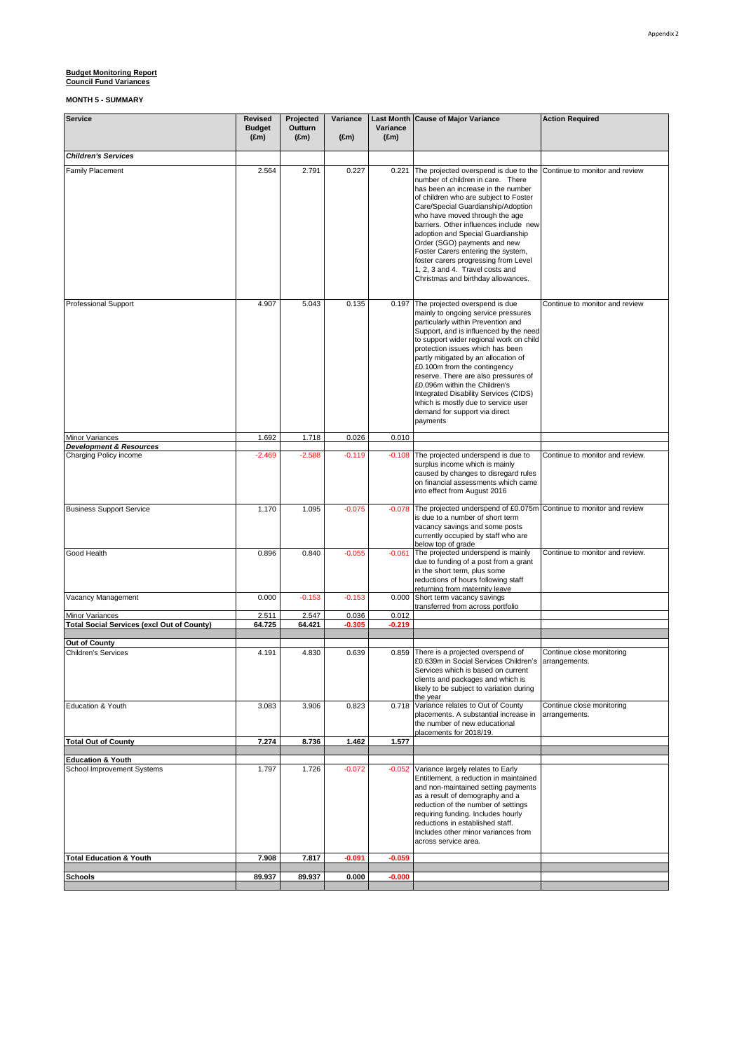Appendix 2

**Budget Monitoring Report**
**Council Fund Variances**

**MONTH 5 - SUMMARY**

| Service | Revised Budget (£m) | Projected Outturn (£m) | Variance (£m) | Last Month Variance (£m) | Cause of Major Variance | Action Required |
|---|---|---|---|---|---|---|
| ***Children's Services*** | | | | | | |
| Family Placement | 2.564 | 2.791 | 0.227 | 0.221 | The projected overspend is due to the number of children in care. There has been an increase in the number of children who are subject to Foster Care/Special Guardianship/Adoption who have moved through the age barriers. Other influences include new adoption and Special Guardianship Order (SGO) payments and new Foster Carers entering the system, foster carers progressing from Level 1, 2, 3 and 4. Travel costs and Christmas and birthday allowances. | Continue to monitor and review |
| Professional Support | 4.907 | 5.043 | 0.135 | 0.197 | The projected overspend is due mainly to ongoing service pressures particularly within Prevention and Support, and is influenced by the need to support wider regional work on child protection issues which has been partly mitigated by an allocation of £0.100m from the contingency reserve. There are also pressures of £0.096m within the Children's Integrated Disability Services (CIDS) which is mostly due to service user demand for support via direct payments | Continue to monitor and review |
| Minor Variances | 1.692 | 1.718 | 0.026 | 0.010 | | |
| ***Development & Resources*** | | | | | | |
| Charging Policy income | -2.469 | -2.588 | -0.119 | -0.108 | The projected underspend is due to surplus income which is mainly caused by changes to disregard rules on financial assessments which came into effect from August 2016 | Continue to monitor and review. |
| Business Support Service | 1.170 | 1.095 | -0.075 | -0.078 | The projected underspend of £0.075m is due to a number of short term vacancy savings and some posts currently occupied by staff who are below top of grade | Continue to monitor and review |
| Good Health | 0.896 | 0.840 | -0.055 | -0.061 | The projected underspend is mainly due to funding of a post from a grant in the short term, plus some reductions of hours following staff returning from maternity leave | Continue to monitor and review. |
| Vacancy Management | 0.000 | -0.153 | -0.153 | 0.000 | Short term vacancy savings transferred from across portfolio | |
| Minor Variances | 2.511 | 2.547 | 0.036 | 0.012 | | |
| **Total Social Services (excl Out of County)** | **64.725** | **64.421** | **-0.305** | **-0.219** | | |
| **Out of County** | | | | | | |
| Children's Services | 4.191 | 4.830 | 0.639 | 0.859 | There is a projected overspend of £0.639m in Social Services Children's Services which is based on current clients and packages and which is likely to be subject to variation during the year | Continue close monitoring arrangements. |
| Education & Youth | 3.083 | 3.906 | 0.823 | 0.718 | Variance relates to Out of County placements. A substantial increase in the number of new educational placements for 2018/19. | Continue close monitoring arrangements. |
| **Total Out of County** | **7.274** | **8.736** | **1.462** | **1.577** | | |
| **Education & Youth** | | | | | | |
| School Improvement Systems | 1.797 | 1.726 | -0.072 | -0.052 | Variance largely relates to Early Entitlement, a reduction in maintained and non-maintained setting payments as a result of demography and a reduction of the number of settings requiring funding. Includes hourly reductions in established staff. Includes other minor variances from across service area. | |
| **Total Education & Youth** | **7.908** | **7.817** | **-0.091** | **-0.059** | | |
| **Schools** | **89.937** | **89.937** | **0.000** | **-0.000** | | |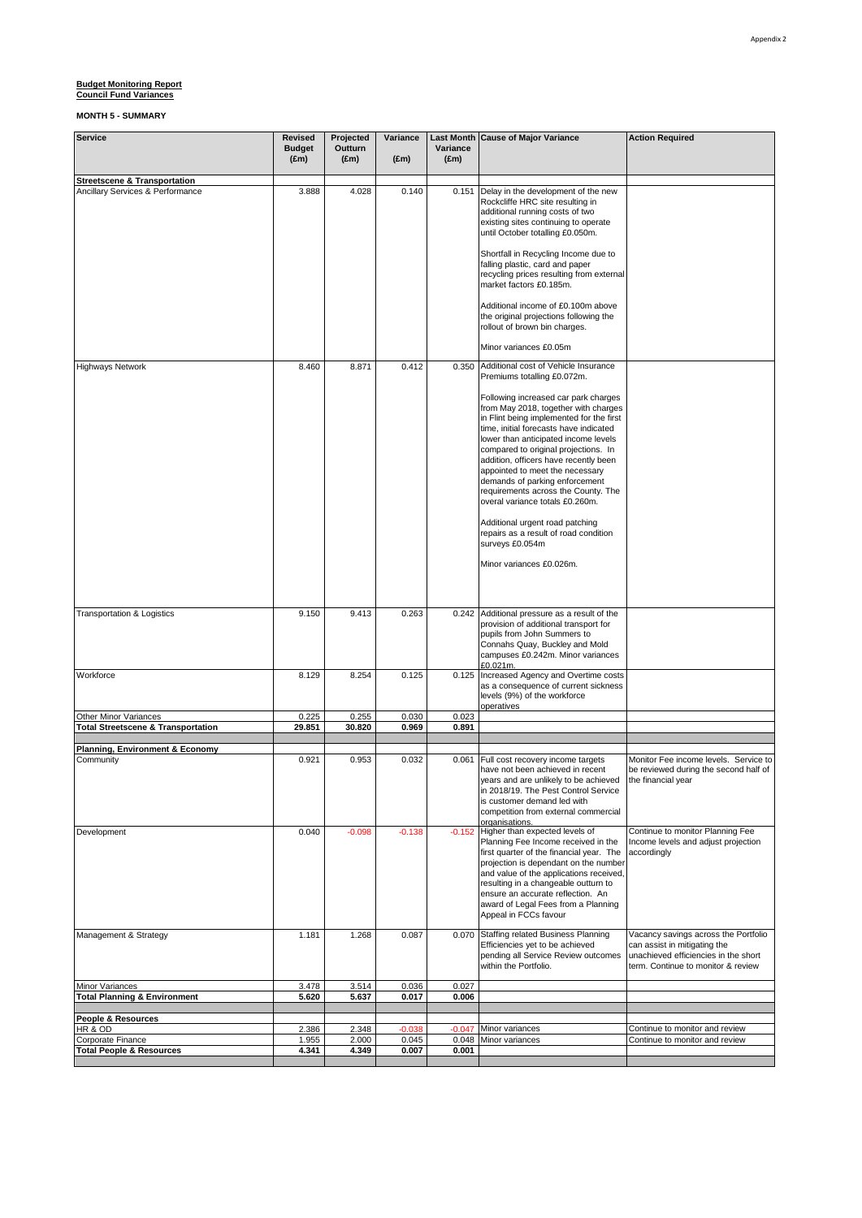**Budget Monitoring Report**
**Council Fund Variances**

**MONTH 5 - SUMMARY**

| Service | Revised Budget (£m) | Projected Outturn (£m) | Variance (£m) | Last Month Variance (£m) | Cause of Major Variance | Action Required |
|---|---|---|---|---|---|---|
| **Streetscene & Transportation** | | | | | | |
| Ancillary Services & Performance | 3.888 | 4.028 | 0.140 | 0.151 | Delay in the development of the new Rockcliffe HRC site resulting in additional running costs of two existing sites continuing to operate until October totalling £0.050m. Shortfall in Recycling Income due to falling plastic, card and paper recycling prices resulting from external market factors £0.185m. Additional income of £0.100m above the original projections following the rollout of brown bin charges. Minor variances £0.05m | |
| Highways Network | 8.460 | 8.871 | 0.412 | 0.350 | Additional cost of Vehicle Insurance Premiums totalling £0.072m. Following increased car park charges from May 2018, together with charges in Flint being implemented for the first time, initial forecasts have indicated lower than anticipated income levels compared to original projections. In addition, officers have recently been appointed to meet the necessary demands of parking enforcement requirements across the County. The overal variance totals £0.260m. Additional urgent road patching repairs as a result of road condition surveys £0.054m Minor variances £0.026m. | |
| Transportation & Logistics | 9.150 | 9.413 | 0.263 | 0.242 | Additional pressure as a result of the provision of additional transport for pupils from John Summers to Connahs Quay, Buckley and Mold campuses £0.242m. Minor variances £0.021m. | |
| Workforce | 8.129 | 8.254 | 0.125 | 0.125 | Increased Agency and Overtime costs as a consequence of current sickness levels (9%) of the workforce operatives | |
| Other Minor Variances | 0.225 | 0.255 | 0.030 | 0.023 | | |
| **Total Streetscene & Transportation** | **29.851** | **30.820** | **0.969** | **0.891** | | |
| | | | | | | |
| **Planning, Environment & Economy** | | | | | | |
| Community | 0.921 | 0.953 | 0.032 | 0.061 | Full cost recovery income targets have not been achieved in recent years and are unlikely to be achieved in 2018/19. The Pest Control Service is customer demand led with competition from external commercial organisations. | Monitor Fee income levels. Service to be reviewed during the second half of the financial year |
| Development | 0.040 | -0.098 | -0.138 | -0.152 | Higher than expected levels of Planning Fee Income received in the first quarter of the financial year. The projection is dependant on the number and value of the applications received, resulting in a changeable outturn to ensure an accurate reflection. An award of Legal Fees from a Planning Appeal in FCCs favour | Continue to monitor Planning Fee Income levels and adjust projection accordingly |
| Management & Strategy | 1.181 | 1.268 | 0.087 | 0.070 | Staffing related Business Planning Efficiencies yet to be achieved pending all Service Review outcomes within the Portfolio. | Vacancy savings across the Portfolio can assist in mitigating the unachieved efficiencies in the short term. Continue to monitor & review |
| Minor Variances | 3.478 | 3.514 | 0.036 | 0.027 | | |
| **Total Planning & Environment** | **5.620** | **5.637** | **0.017** | **0.006** | | |
| | | | | | | |
| **People & Resources** | | | | | | |
| HR & OD | 2.386 | 2.348 | -0.038 | -0.047 | Minor variances | Continue to monitor and review |
| Corporate Finance | 1.955 | 2.000 | 0.045 | 0.048 | Minor variances | Continue to monitor and review |
| **Total People & Resources** | **4.341** | **4.349** | **0.007** | **0.001** | | |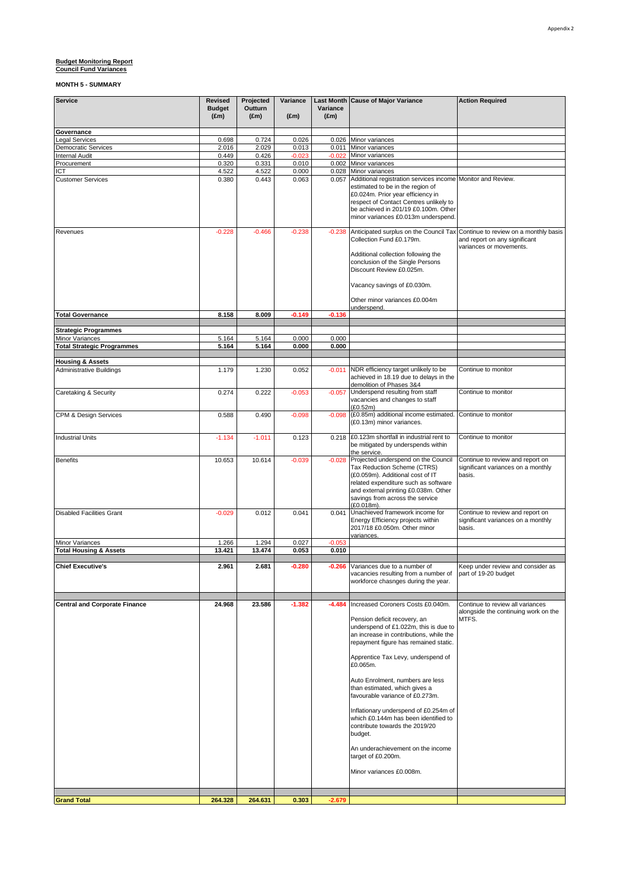**Budget Monitoring Report**
**Council Fund Variances**

**MONTH 5 - SUMMARY**

| Service | Revised Budget (£m) | Projected Outturn (£m) | Variance (£m) | Last Month Variance (£m) | Cause of Major Variance | Action Required |
|---|---|---|---|---|---|---|
| **Governance** | | | | | | |
| Legal Services | 0.698 | 0.724 | 0.026 | 0.026 | Minor variances | |
| Democratic Services | 2.016 | 2.029 | 0.013 | 0.011 | Minor variances | |
| Internal Audit | 0.449 | 0.426 | -0.023 | -0.022 | Minor variances | |
| Procurement | 0.320 | 0.331 | 0.010 | 0.002 | Minor variances | |
| ICT | 4.522 | 4.522 | 0.000 | 0.028 | Minor variances | |
| Customer Services | 0.380 | 0.443 | 0.063 | 0.057 | Additional registration services income estimated to be in the region of £0.024m. Prior year efficiency in respect of Contact Centres unlikely to be achieved in 201/19 £0.100m. Other minor variances £0.013m underspend. | Monitor and Review. |
| Revenues | -0.228 | -0.466 | -0.238 | -0.238 | Anticipated surplus on the Council Tax Collection Fund £0.179m.<br><br>Additional collection following the conclusion of the Single Persons Discount Review £0.025m.<br><br>Vacancy savings of £0.030m.<br><br>Other minor variances £0.004m underspend. | Continue to review on a monthly basis and report on any significant variances or movements. |
| **Total Governance** | **8.158** | **8.009** | **-0.149** | **-0.136** | | |
| **Strategic Programmes** | | | | | | |
| Minor Variances | 5.164 | 5.164 | 0.000 | 0.000 | | |
| **Total Strategic Programmes** | **5.164** | **5.164** | **0.000** | **0.000** | | |
| **Housing & Assets** | | | | | | |
| Administrative Buildings | 1.179 | 1.230 | 0.052 | -0.011 | NDR efficiency target unlikely to be achieved in 18.19 due to delays in the demolition of Phases 3&4 | Continue to monitor |
| Caretaking & Security | 0.274 | 0.222 | -0.053 | -0.057 | Underspend resulting from staff vacancies and changes to staff (£0.52m) | Continue to monitor |
| CPM & Design Services | 0.588 | 0.490 | -0.098 | -0.098 | (£0.85m) additional income estimated. (£0.13m) minor variances. | Continue to monitor |
| Industrial Units | -1.134 | -1.011 | 0.123 | 0.218 | £0.123m shortfall in industrial rent to be mitigated by underspends within the service. | Continue to monitor |
| Benefits | 10.653 | 10.614 | -0.039 | -0.028 | Projected underspend on the Council Tax Reduction Scheme (CTRS) (£0.059m). Additional cost of IT related expenditure such as software and external printing £0.038m. Other savings from across the service (£0.018m). | Continue to review and report on significant variances on a monthly basis. |
| Disabled Facilities Grant | -0.029 | 0.012 | 0.041 | 0.041 | Unachieved framework income for Energy Efficiency projects within 2017/18 £0.050m. Other minor variances. | Continue to review and report on significant variances on a monthly basis. |
| Minor Variances | 1.266 | 1.294 | 0.027 | -0.053 | | |
| **Total Housing & Assets** | **13.421** | **13.474** | **0.053** | **0.010** | | |
| **Chief Executive's** | **2.961** | **2.681** | **-0.280** | **-0.266** | Variances due to a number of vacancies resulting from a number of workforce chasnges during the year. | Keep under review and consider as part of 19-20 budget |
| **Central and Corporate Finance** | **24.968** | **23.586** | **-1.382** | **-4.484** | Increased Coroners Costs £0.040m.<br><br>Pension deficit recovery, an underspend of £1.022m, this is due to an increase in contributions, while the repayment figure has remained static.<br><br>Apprentice Tax Levy, underspend of £0.065m.<br><br>Auto Enrolment, numbers are less than estimated, which gives a favourable variance of £0.273m.<br><br>Inflationary underspend of £0.254m of which £0.144m has been identified to contribute towards the 2019/20 budget.<br><br>An underachievement on the income target of £0.200m.<br><br>Minor variances £0.008m. | Continue to review all variances alongside the continuing work on the MTFS. |
| **Grand Total** | **264.328** | **264.631** | **0.303** | **-2.679** | | |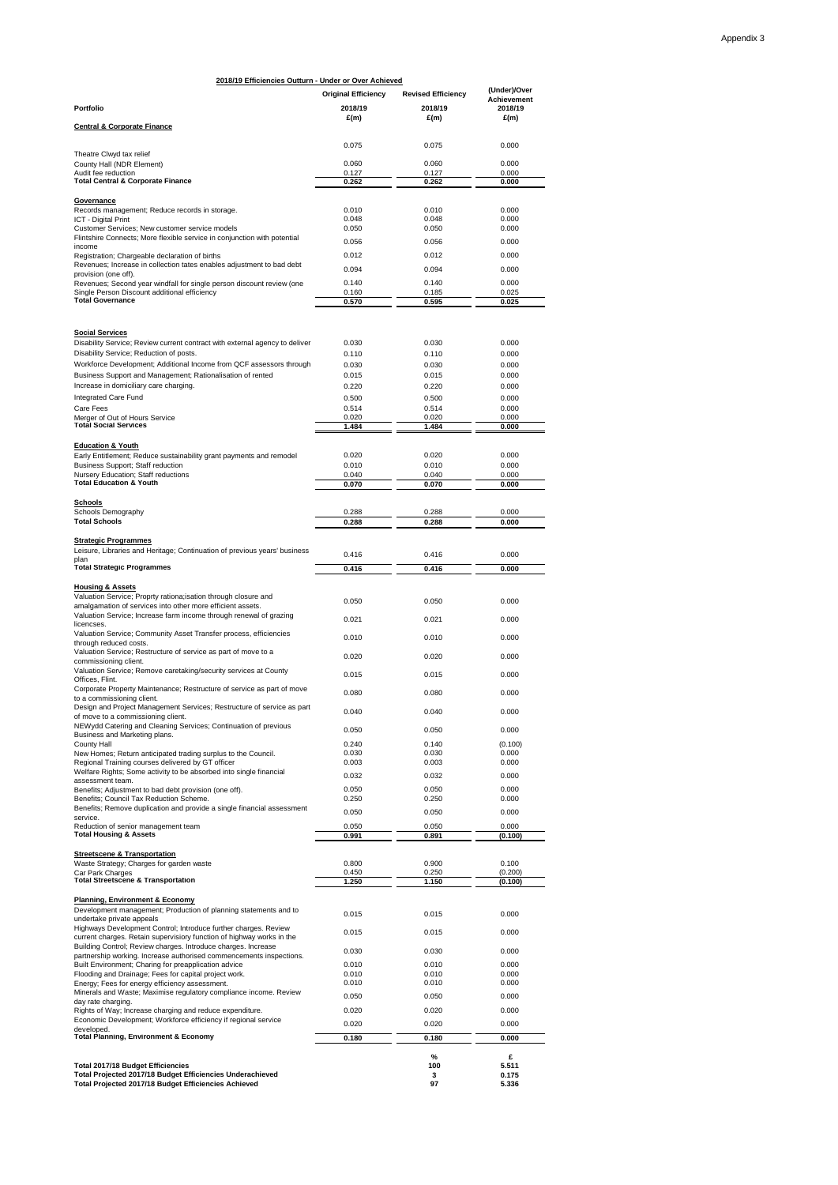Appendix 3

**2018/19 Efficiencies Outturn - Under or Over Achieved**

| Portfolio | Original Efficiency 2018/19 £(m) | Revised Efficiency 2018/19 £(m) | (Under)/Over Achievement 2018/19 £(m) |
|---|---|---|---|
| **Central & Corporate Finance** | | | |
| Theatre Clwyd tax relief | 0.075 | 0.075 | 0.000 |
| County Hall (NDR Element) | 0.060 | 0.060 | 0.000 |
| Audit fee reduction | 0.127 | 0.127 | 0.000 |
| **Total Central & Corporate Finance** | **0.262** | **0.262** | **0.000** |
| **Governance** | | | |
| Records management; Reduce records in storage. | 0.010 | 0.010 | 0.000 |
| ICT - Digital Print | 0.048 | 0.048 | 0.000 |
| Customer Services; New customer service models | 0.050 | 0.050 | 0.000 |
| Flintshire Connects; More flexible service in conjunction with potential income | 0.056 | 0.056 | 0.000 |
| Registration; Chargeable declaration of births | 0.012 | 0.012 | 0.000 |
| Revenues; Increase in collection tates enables adjustment to bad debt provision (one off). | 0.094 | 0.094 | 0.000 |
| Revenues; Second year windfall for single person discount review (one | 0.140 | 0.140 | 0.000 |
| Single Person Discount additional efficiency | 0.160 | 0.185 | 0.025 |
| **Total Governance** | **0.570** | **0.595** | **0.025** |
| **Social Services** | | | |
| Disability Service; Review current contract with external agency to deliver | 0.030 | 0.030 | 0.000 |
| Disability Service; Reduction of posts. | 0.110 | 0.110 | 0.000 |
| Workforce Development; Additional Income from QCF assessors through | 0.030 | 0.030 | 0.000 |
| Business Support and Management; Rationalisation of rented | 0.015 | 0.015 | 0.000 |
| Increase in domiciliary care charging. | 0.220 | 0.220 | 0.000 |
| Integrated Care Fund | 0.500 | 0.500 | 0.000 |
| Care Fees | 0.514 | 0.514 | 0.000 |
| Merger of Out of Hours Service | 0.020 | 0.020 | 0.000 |
| **Total Social Services** | **1.484** | **1.484** | **0.000** |
| **Education & Youth** | | | |
| Early Entitlement; Reduce sustainability grant payments and remodel | 0.020 | 0.020 | 0.000 |
| Business Support; Staff reduction | 0.010 | 0.010 | 0.000 |
| Nursery Education; Staff reductions | 0.040 | 0.040 | 0.000 |
| **Total Education & Youth** | **0.070** | **0.070** | **0.000** |
| **Schools** | | | |
| Schools Demography | 0.288 | 0.288 | 0.000 |
| **Total Schools** | **0.288** | **0.288** | **0.000** |
| **Strategic Programmes** | | | |
| Leisure, Libraries and Heritage; Continuation of previous years' business plan | 0.416 | 0.416 | 0.000 |
| **Total Strategic Programmes** | **0.416** | **0.416** | **0.000** |
| **Housing & Assets** | | | |
| Valuation Service; Proprty rationa;isation through closure and amalgamation of services into other more efficient assets. | 0.050 | 0.050 | 0.000 |
| Valuation Service; Increase farm income through renewal of grazing licencses. | 0.021 | 0.021 | 0.000 |
| Valuation Service; Community Asset Transfer process, efficiencies through reduced costs. | 0.010 | 0.010 | 0.000 |
| Valuation Service; Restructure of service as part of move to a commissioning client. | 0.020 | 0.020 | 0.000 |
| Valuation Service; Remove caretaking/security services at County Offices, Flint. | 0.015 | 0.015 | 0.000 |
| Corporate Property Maintenance; Restructure of service as part of move to a commissioning client. | 0.080 | 0.080 | 0.000 |
| Design and Project Management Services; Restructure of service as part of move to a commissioning client. | 0.040 | 0.040 | 0.000 |
| NEWydd Catering and Cleaning Services; Continuation of previous Business and Marketing plans. | 0.050 | 0.050 | 0.000 |
| County Hall | 0.240 | 0.140 | (0.100) |
| New Homes; Return anticipated trading surplus to the Council. | 0.030 | 0.030 | 0.000 |
| Regional Training courses delivered by GT officer | 0.003 | 0.003 | 0.000 |
| Welfare Rights; Some activity to be absorbed into single financial assessment team. | 0.032 | 0.032 | 0.000 |
| Benefits; Adjustment to bad debt provision (one off). | 0.050 | 0.050 | 0.000 |
| Benefits; Council Tax Reduction Scheme. | 0.250 | 0.250 | 0.000 |
| Benefits; Remove duplication and provide a single financial assessment service. | 0.050 | 0.050 | 0.000 |
| Reduction of senior management team | 0.050 | 0.050 | 0.000 |
| **Total Housing & Assets** | **0.991** | **0.891** | **(0.100)** |
| **Streetscene & Transportation** | | | |
| Waste Strategy; Charges for garden waste | 0.800 | 0.900 | 0.100 |
| Car Park Charges | 0.450 | 0.250 | (0.200) |
| **Total Streetscene & Transportation** | **1.250** | **1.150** | **(0.100)** |
| **Planning, Environment & Economy** | | | |
| Development management; Production of planning statements and to undertake private appeals | 0.015 | 0.015 | 0.000 |
| Highways Development Control; Introduce further charges. Review current charges. Retain supervisiory function of highway works in the | 0.015 | 0.015 | 0.000 |
| Building Control; Review charges. Introduce charges. Increase partnership working. Increase authorised commencements inspections. | 0.030 | 0.030 | 0.000 |
| Built Environment; Charing for preapplication advice | 0.010 | 0.010 | 0.000 |
| Flooding and Drainage; Fees for capital project work. | 0.010 | 0.010 | 0.000 |
| Energy; Fees for energy efficiency assessment. | 0.010 | 0.010 | 0.000 |
| Minerals and Waste; Maximise regulatory compliance income. Review day rate charging. | 0.050 | 0.050 | 0.000 |
| Rights of Way; Increase charging and reduce expenditure. | 0.020 | 0.020 | 0.000 |
| Economic Development; Workforce efficiency if regional service developed. | 0.020 | 0.020 | 0.000 |
| **Total Planning, Environment & Economy** | **0.180** | **0.180** | **0.000** |
| | | **%** | **£** |
| **Total 2017/18 Budget Efficiencies** | | **100** | **5.511** |
| **Total Projected 2017/18 Budget Efficiencies Underachieved** | | **3** | **0.175** |
| **Total Projected 2017/18 Budget Efficiencies Achieved** | | **97** | **5.336** |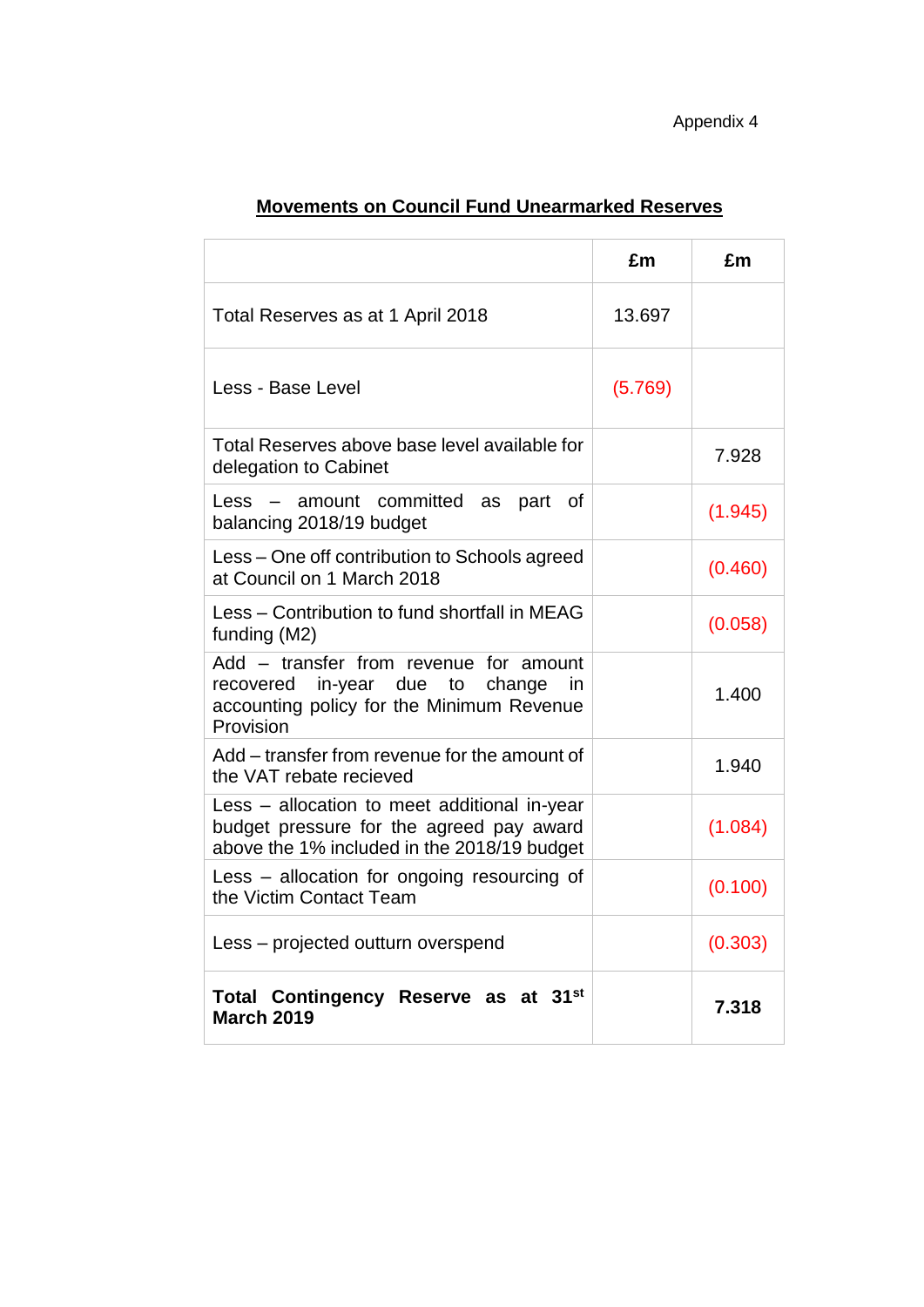Appendix 4

## Movements on Council Fund Unearmarked Reserves

| | £m | £m |
|---|---|---|
| Total Reserves as at 1 April 2018 | 13.697 | |
| Less - Base Level | (5.769) | |
| Total Reserves above base level available for delegation to Cabinet | | 7.928 |
| Less – amount committed as part of balancing 2018/19 budget | | (1.945) |
| Less – One off contribution to Schools agreed at Council on 1 March 2018 | | (0.460) |
| Less – Contribution to fund shortfall in MEAG funding (M2) | | (0.058) |
| Add – transfer from revenue for amount recovered in-year due to change in accounting policy for the Minimum Revenue Provision | | 1.400 |
| Add – transfer from revenue for the amount of the VAT rebate recieved | | 1.940 |
| Less – allocation to meet additional in-year budget pressure for the agreed pay award above the 1% included in the 2018/19 budget | | (1.084) |
| Less – allocation for ongoing resourcing of the Victim Contact Team | | (0.100) |
| Less – projected outturn overspend | | (0.303) |
| **Total Contingency Reserve as at 31st March 2019** | | **7.318** |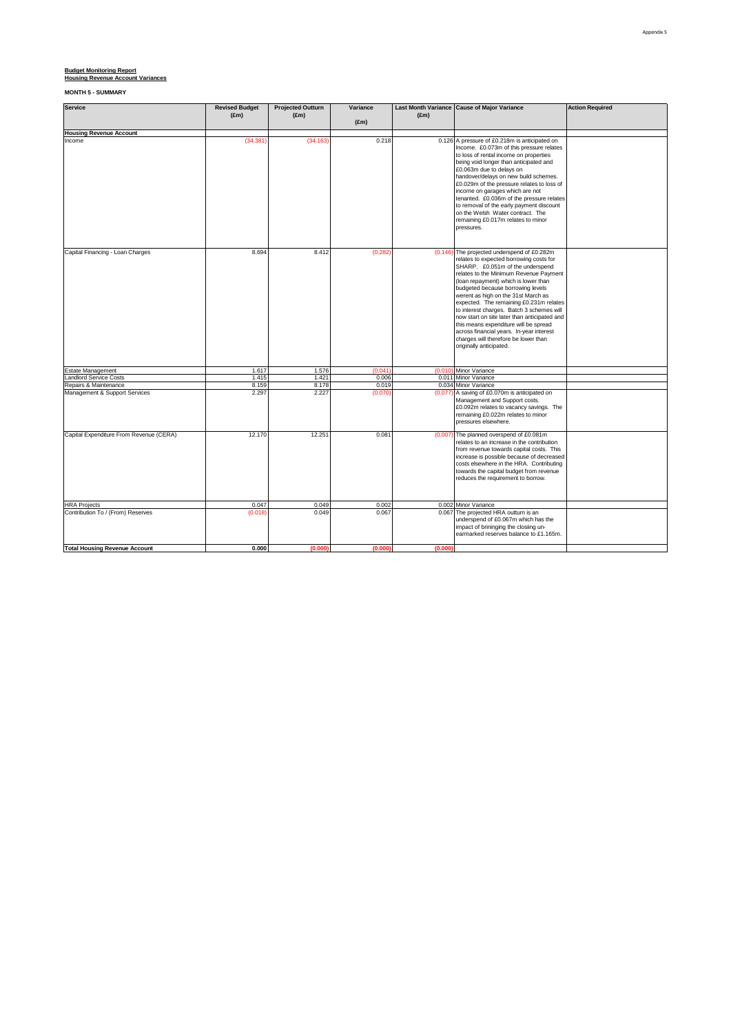Appendix 5

**Budget Monitoring Report**
**Housing Revenue Account Variances**

**MONTH 5 - SUMMARY**

| Service | Revised Budget (£m) | Projected Outturn (£m) | Variance (£m) | Last Month Variance (£m) | Cause of Major Variance | Action Required |
|---|---|---|---|---|---|---|
| **Housing Revenue Account** | | | | | | |
| Income | (34.381) | (34.163) | 0.218 | 0.126 | A pressure of £0.218m is anticipated on Income. £0.073m of this pressure relates to loss of rental income on properties being void longer than anticipated and £0.063m due to delays on handover/delays on new build schemes. £0.029m of the pressure relates to loss of income on garages which are not tenanted. £0.036m of the pressure relates to removal of the early payment discount on the Welsh Water contract. The remaining £0.017m relates to minor pressures. | |
| Capital Financing - Loan Charges | 8.694 | 8.412 | (0.282) | (0.146) | The projected underspend of £0.282m relates to expected borrowing costs for SHARP. £0.051m of the underspend relates to the Minimum Revenue Payment (loan repayment) which is lower than budgeted because borrowing levels werent as high on the 31st March as expected. The remaining £0.231m relates to interest charges. Batch 3 schemes will now start on site later than anticipated and this means expenditure will be spread across financial years. In-year interest charges will therefore be lower than originally anticipated. | |
| Estate Management | 1.617 | 1.576 | (0.041) | (0.010) | Minor Variance | |
| Landlord Service Costs | 1.415 | 1.421 | 0.006 | 0.011 | Minor Variance | |
| Repairs & Maintenance | 8.159 | 8.178 | 0.019 | 0.034 | Minor Variance | |
| Management & Support Services | 2.297 | 2.227 | (0.070) | (0.077) | A saving of £0.070m is anticipated on Management and Support costs. £0.092m relates to vacancy savings. The remaining £0.022m relates to minor pressures elsewhere. | |
| Capital Expenditure From Revenue (CERA) | 12.170 | 12.251 | 0.081 | (0.007) | The planned overspend of £0.081m relates to an increase in the contribution from revenue towards capital costs. This increase is possible because of decreased costs elsewhere in the HRA. Contributing towards the capital budget from revenue reduces the requirement to borrow. | |
| HRA Projects | 0.047 | 0.049 | 0.002 | 0.002 | Minor Variance | |
| Contribution To / (From) Reserves | (0.018) | 0.049 | 0.067 | 0.067 | The projected HRA outturn is an underspend of £0.067m which has the impact of brininging the closiing un-earmarked reserves balance to £1.165m. | |
| **Total Housing Revenue Account** | **0.000** | **(0.000)** | **(0.000)** | **(0.000)** | | |